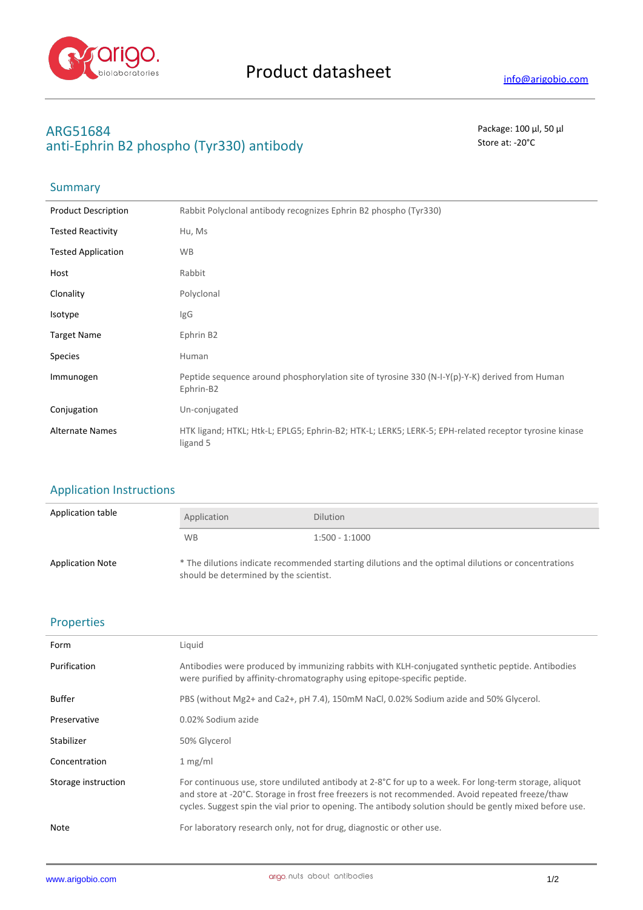Product datasheet

info@arigobio.com

# ARG51684
# anti-Ephrin B2 phospho (Tyr330) antibody

Package: 100 μl, 50 μl
Store at: -20°C

## Summary

| | |
|---|---|
| Product Description | Rabbit Polyclonal antibody recognizes Ephrin B2 phospho (Tyr330) |
| Tested Reactivity | Hu, Ms |
| Tested Application | WB |
| Host | Rabbit |
| Clonality | Polyclonal |
| Isotype | IgG |
| Target Name | Ephrin B2 |
| Species | Human |
| Immunogen | Peptide sequence around phosphorylation site of tyrosine 330 (N-I-Y(p)-Y-K) derived from Human Ephrin-B2 |
| Conjugation | Un-conjugated |
| Alternate Names | HTK ligand; HTKL; Htk-L; EPLG5; Ephrin-B2; HTK-L; LERK5; LERK-5; EPH-related receptor tyrosine kinase ligand 5 |

## Application Instructions

Application table

| Application | Dilution |
|---|---|
| WB | 1:500 - 1:1000 |

Application Note: * The dilutions indicate recommended starting dilutions and the optimal dilutions or concentrations should be determined by the scientist.

## Properties

| | |
|---|---|
| Form | Liquid |
| Purification | Antibodies were produced by immunizing rabbits with KLH-conjugated synthetic peptide. Antibodies were purified by affinity-chromatography using epitope-specific peptide. |
| Buffer | PBS (without Mg2+ and Ca2+, pH 7.4), 150mM NaCl, 0.02% Sodium azide and 50% Glycerol. |
| Preservative | 0.02% Sodium azide |
| Stabilizer | 50% Glycerol |
| Concentration | 1 mg/ml |
| Storage instruction | For continuous use, store undiluted antibody at 2-8°C for up to a week. For long-term storage, aliquot and store at -20°C. Storage in frost free freezers is not recommended. Avoid repeated freeze/thaw cycles. Suggest spin the vial prior to opening. The antibody solution should be gently mixed before use. |
| Note | For laboratory research only, not for drug, diagnostic or other use. |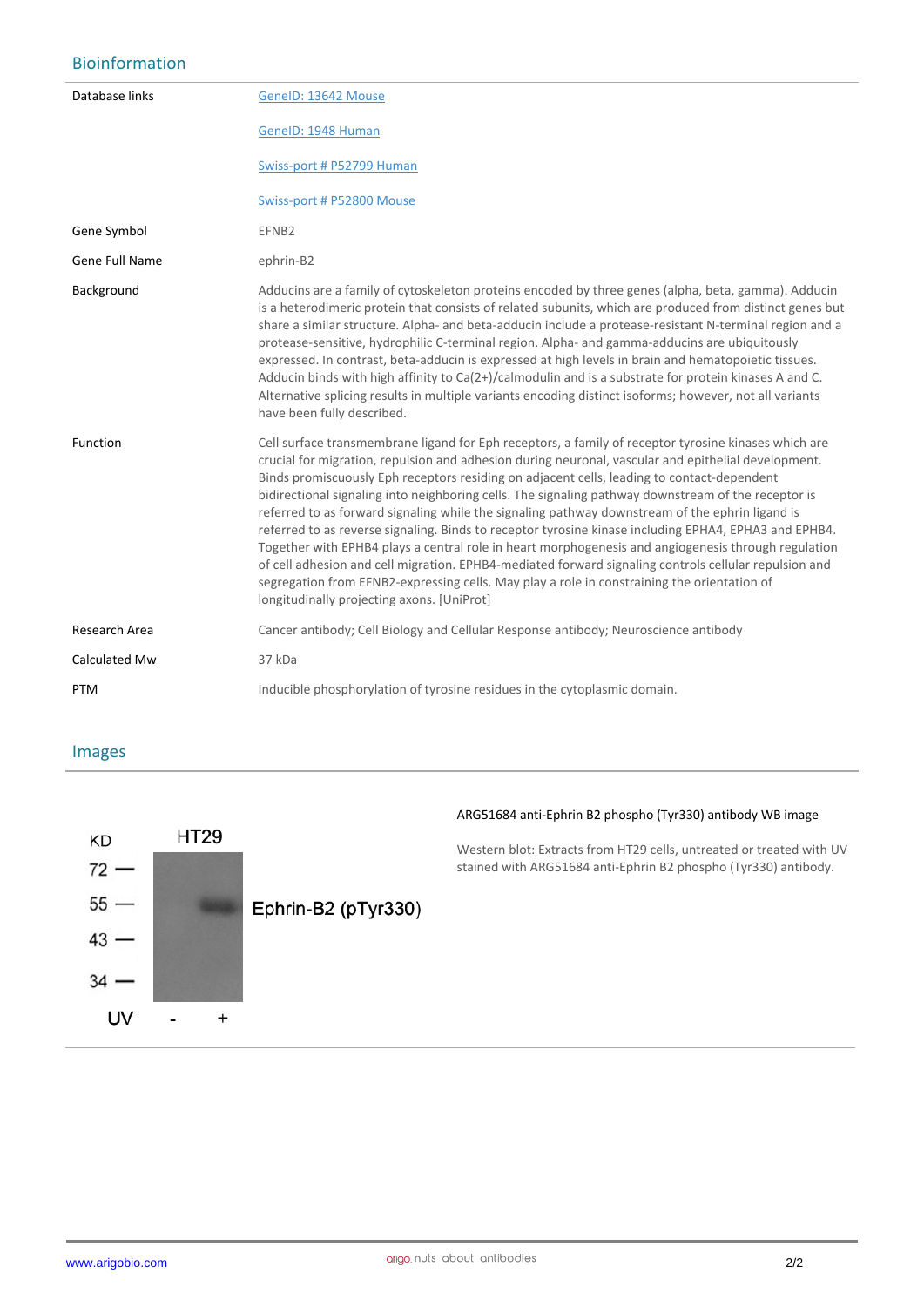## Bioinformation

| | |
|---|---|
| Database links | GeneID: 13642 Mouse<br>GeneID: 1948 Human<br>Swiss-port # P52799 Human<br>Swiss-port # P52800 Mouse |
| Gene Symbol | EFNB2 |
| Gene Full Name | ephrin-B2 |
| Background | Adducins are a family of cytoskeleton proteins encoded by three genes (alpha, beta, gamma). Adducin is a heterodimeric protein that consists of related subunits, which are produced from distinct genes but share a similar structure. Alpha- and beta-adducin include a protease-resistant N-terminal region and a protease-sensitive, hydrophilic C-terminal region. Alpha- and gamma-adducins are ubiquitously expressed. In contrast, beta-adducin is expressed at high levels in brain and hematopoietic tissues. Adducin binds with high affinity to Ca(2+)/calmodulin and is a substrate for protein kinases A and C. Alternative splicing results in multiple variants encoding distinct isoforms; however, not all variants have been fully described. |
| Function | Cell surface transmembrane ligand for Eph receptors, a family of receptor tyrosine kinases which are crucial for migration, repulsion and adhesion during neuronal, vascular and epithelial development. Binds promiscuously Eph receptors residing on adjacent cells, leading to contact-dependent bidirectional signaling into neighboring cells. The signaling pathway downstream of the receptor is referred to as forward signaling while the signaling pathway downstream of the ephrin ligand is referred to as reverse signaling. Binds to receptor tyrosine kinase including EPHA4, EPHA3 and EPHB4. Together with EPHB4 plays a central role in heart morphogenesis and angiogenesis through regulation of cell adhesion and cell migration. EPHB4-mediated forward signaling controls cellular repulsion and segregation from EFNB2-expressing cells. May play a role in constraining the orientation of longitudinally projecting axons. [UniProt] |
| Research Area | Cancer antibody; Cell Biology and Cellular Response antibody; Neuroscience antibody |
| Calculated Mw | 37 kDa |
| PTM | Inducible phosphorylation of tyrosine residues in the cytoplasmic domain. |

## Images

KD
HT29
72
55
43
34
Ephrin-B2 (pTyr330)
UV - +

ARG51684 anti-Ephrin B2 phospho (Tyr330) antibody WB image

Western blot: Extracts from HT29 cells, untreated or treated with UV stained with ARG51684 anti-Ephrin B2 phospho (Tyr330) antibody.